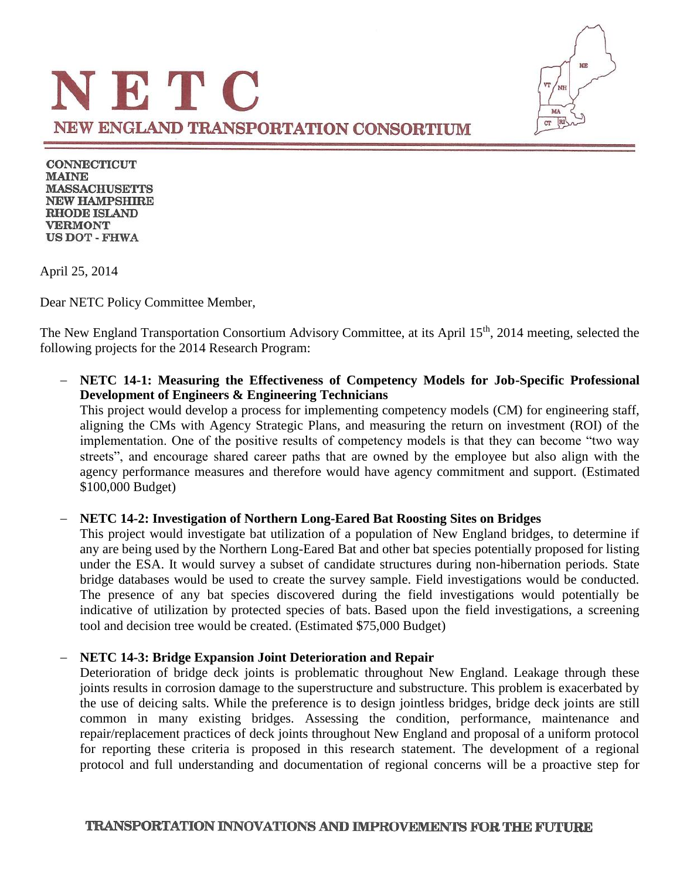# NETC

## NEW ENGLAND TRANSPORTATION CONSORTIUM

**CONNECTICUT**
**MAINE**
**MASSACHUSETTS**
**NEW HAMPSHIRE**
**RHODE ISLAND**
**VERMONT**
**US DOT - FHWA**

April 25, 2014

Dear NETC Policy Committee Member,

The New England Transportation Consortium Advisory Committee, at its April 15th, 2014 meeting, selected the following projects for the 2014 Research Program:

- **NETC 14-1: Measuring the Effectiveness of Competency Models for Job-Specific Professional Development of Engineers & Engineering Technicians**
  This project would develop a process for implementing competency models (CM) for engineering staff, aligning the CMs with Agency Strategic Plans, and measuring the return on investment (ROI) of the implementation. One of the positive results of competency models is that they can become "two way streets", and encourage shared career paths that are owned by the employee but also align with the agency performance measures and therefore would have agency commitment and support. (Estimated $100,000 Budget)

- **NETC 14-2: Investigation of Northern Long-Eared Bat Roosting Sites on Bridges**
  This project would investigate bat utilization of a population of New England bridges, to determine if any are being used by the Northern Long-Eared Bat and other bat species potentially proposed for listing under the ESA. It would survey a subset of candidate structures during non-hibernation periods. State bridge databases would be used to create the survey sample. Field investigations would be conducted. The presence of any bat species discovered during the field investigations would potentially be indicative of utilization by protected species of bats. Based upon the field investigations, a screening tool and decision tree would be created. (Estimated $75,000 Budget)

- **NETC 14-3: Bridge Expansion Joint Deterioration and Repair**
  Deterioration of bridge deck joints is problematic throughout New England. Leakage through these joints results in corrosion damage to the superstructure and substructure. This problem is exacerbated by the use of deicing salts. While the preference is to design jointless bridges, bridge deck joints are still common in many existing bridges. Assessing the condition, performance, maintenance and repair/replacement practices of deck joints throughout New England and proposal of a uniform protocol for reporting these criteria is proposed in this research statement. The development of a regional protocol and full understanding and documentation of regional concerns will be a proactive step for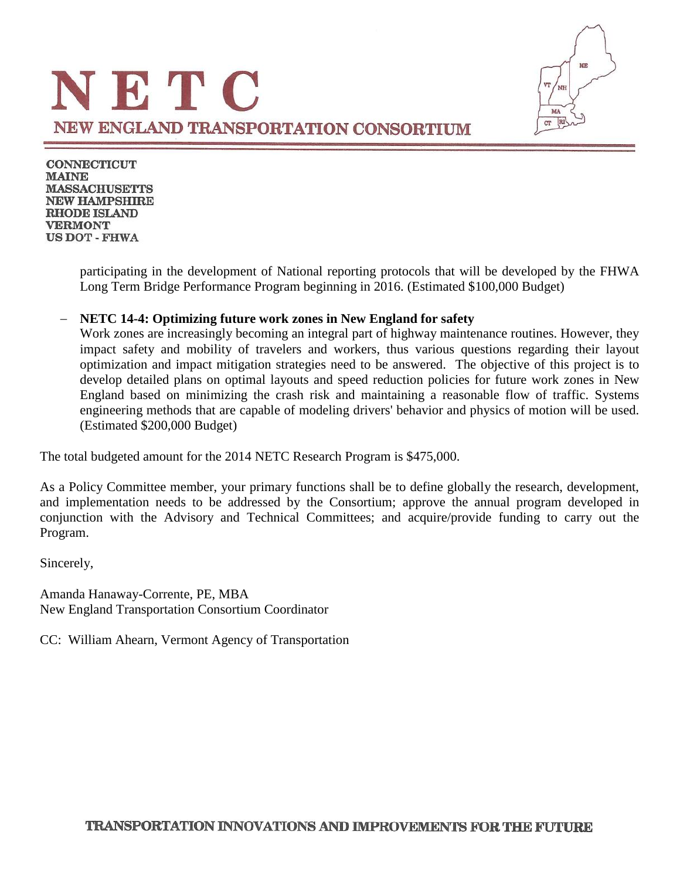participating in the development of National reporting protocols that will be developed by the FHWA Long Term Bridge Performance Program beginning in 2016. (Estimated $100,000 Budget)

- **NETC 14-4: Optimizing future work zones in New England for safety**
  Work zones are increasingly becoming an integral part of highway maintenance routines. However, they impact safety and mobility of travelers and workers, thus various questions regarding their layout optimization and impact mitigation strategies need to be answered. The objective of this project is to develop detailed plans on optimal layouts and speed reduction policies for future work zones in New England based on minimizing the crash risk and maintaining a reasonable flow of traffic. Systems engineering methods that are capable of modeling drivers' behavior and physics of motion will be used. (Estimated $200,000 Budget)

The total budgeted amount for the 2014 NETC Research Program is $475,000.

As a Policy Committee member, your primary functions shall be to define globally the research, development, and implementation needs to be addressed by the Consortium; approve the annual program developed in conjunction with the Advisory and Technical Committees; and acquire/provide funding to carry out the Program.

Sincerely,

Amanda Hanaway-Corrente, PE, MBA
New England Transportation Consortium Coordinator

CC: William Ahearn, Vermont Agency of Transportation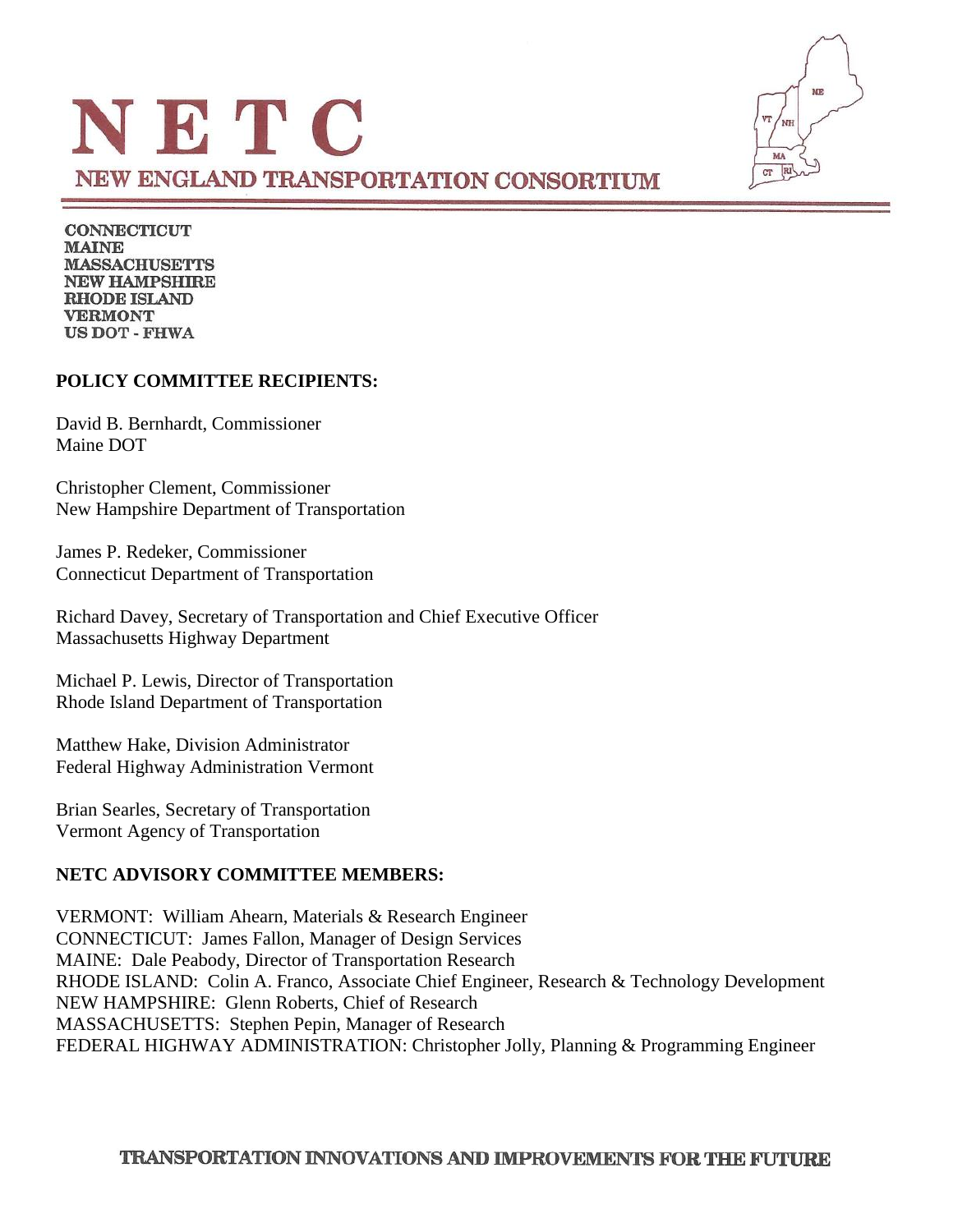# NETC

## NEW ENGLAND TRANSPORTATION CONSORTIUM

**CONNECTICUT**
**MAINE**
**MASSACHUSETTS**
**NEW HAMPSHIRE**
**RHODE ISLAND**
**VERMONT**
**US DOT - FHWA**

**POLICY COMMITTEE RECIPIENTS:**

David B. Bernhardt, Commissioner
Maine DOT

Christopher Clement, Commissioner
New Hampshire Department of Transportation

James P. Redeker, Commissioner
Connecticut Department of Transportation

Richard Davey, Secretary of Transportation and Chief Executive Officer
Massachusetts Highway Department

Michael P. Lewis, Director of Transportation
Rhode Island Department of Transportation

Matthew Hake, Division Administrator
Federal Highway Administration Vermont

Brian Searles, Secretary of Transportation
Vermont Agency of Transportation

**NETC ADVISORY COMMITTEE MEMBERS:**

VERMONT: William Ahearn, Materials & Research Engineer
CONNECTICUT: James Fallon, Manager of Design Services
MAINE: Dale Peabody, Director of Transportation Research
RHODE ISLAND: Colin A. Franco, Associate Chief Engineer, Research & Technology Development
NEW HAMPSHIRE: Glenn Roberts, Chief of Research
MASSACHUSETTS: Stephen Pepin, Manager of Research
FEDERAL HIGHWAY ADMINISTRATION: Christopher Jolly, Planning & Programming Engineer

**TRANSPORTATION INNOVATIONS AND IMPROVEMENTS FOR THE FUTURE**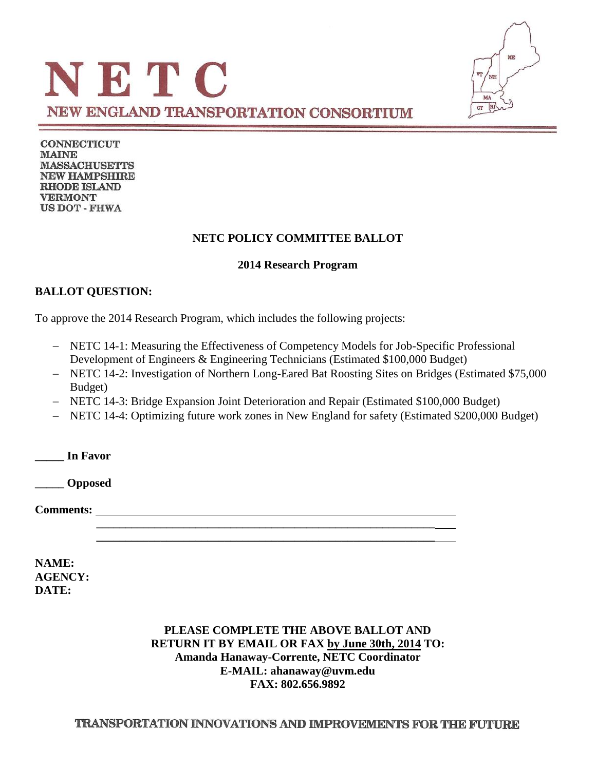# NETC

## NEW ENGLAND TRANSPORTATION CONSORTIUM

**CONNECTICUT**
**MAINE**
**MASSACHUSETTS**
**NEW HAMPSHIRE**
**RHODE ISLAND**
**VERMONT**
**US DOT - FHWA**

### NETC POLICY COMMITTEE BALLOT

### 2014 Research Program

**BALLOT QUESTION:**

To approve the 2014 Research Program, which includes the following projects:

- NETC 14-1: Measuring the Effectiveness of Competency Models for Job-Specific Professional Development of Engineers & Engineering Technicians (Estimated $100,000 Budget)
- NETC 14-2: Investigation of Northern Long-Eared Bat Roosting Sites on Bridges (Estimated $75,000 Budget)
- NETC 14-3: Bridge Expansion Joint Deterioration and Repair (Estimated $100,000 Budget)
- NETC 14-4: Optimizing future work zones in New England for safety (Estimated $200,000 Budget)

_____ **In Favor**

_____ **Opposed**

**Comments:** ________________________________________________________________

________________________________________________________________

________________________________________________________________

**NAME:**
**AGENCY:**
**DATE:**

**PLEASE COMPLETE THE ABOVE BALLOT AND RETURN IT BY EMAIL OR FAX <u>by June 30th, 2014</u> TO:**
**Amanda Hanaway-Corrente, NETC Coordinator**
**E-MAIL: ahanaway@uvm.edu**
**FAX: 802.656.9892**

**TRANSPORTATION INNOVATIONS AND IMPROVEMENTS FOR THE FUTURE**